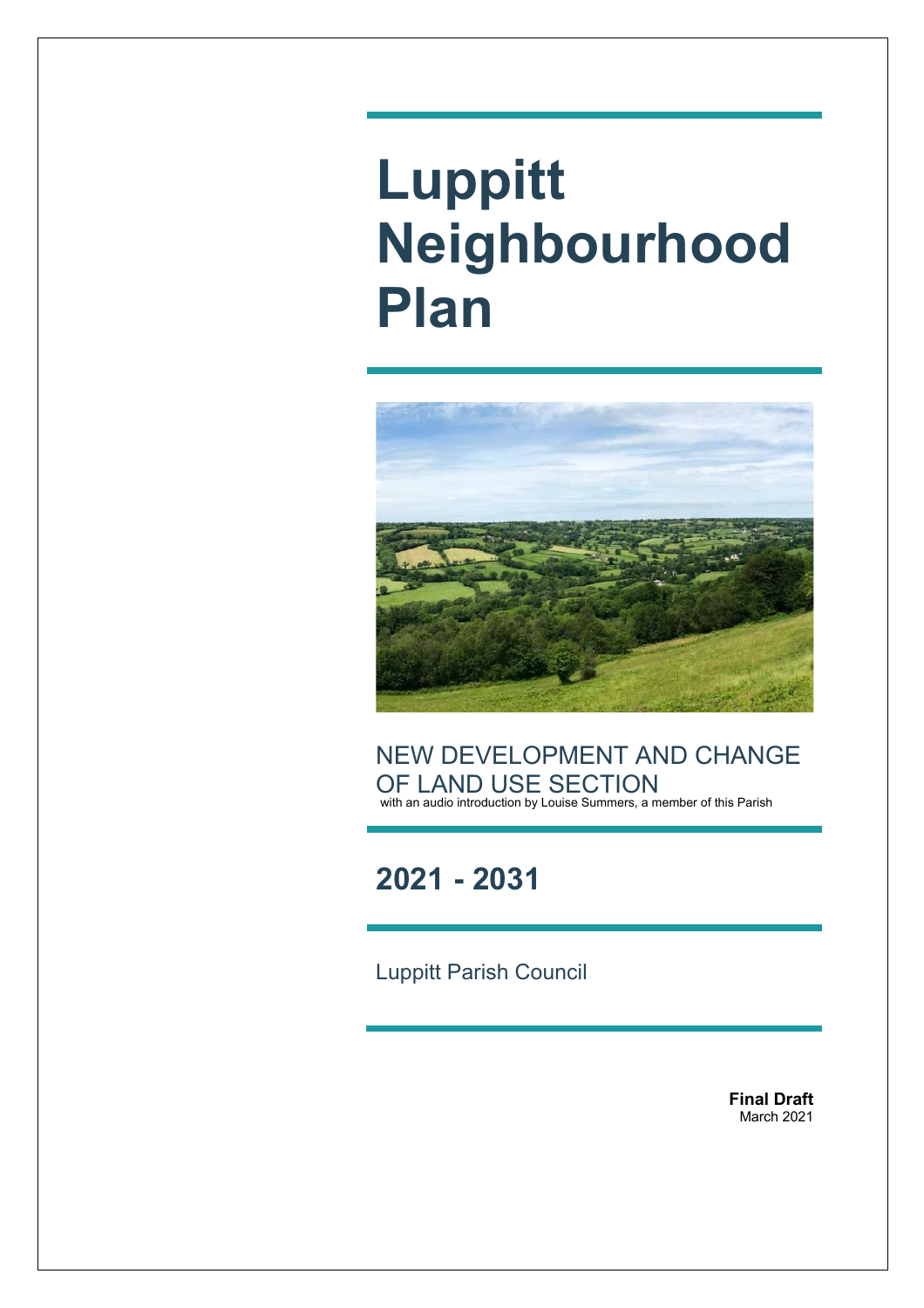# Luppitt Neighbourhood Plan

NEW DEVELOPMENT AND CHANGE OF LAND USE SECTION

with an audio introduction by Louise Summers, a member of this Parish

## 2021 - 2031

Luppitt Parish Council

**Final Draft**
March 2021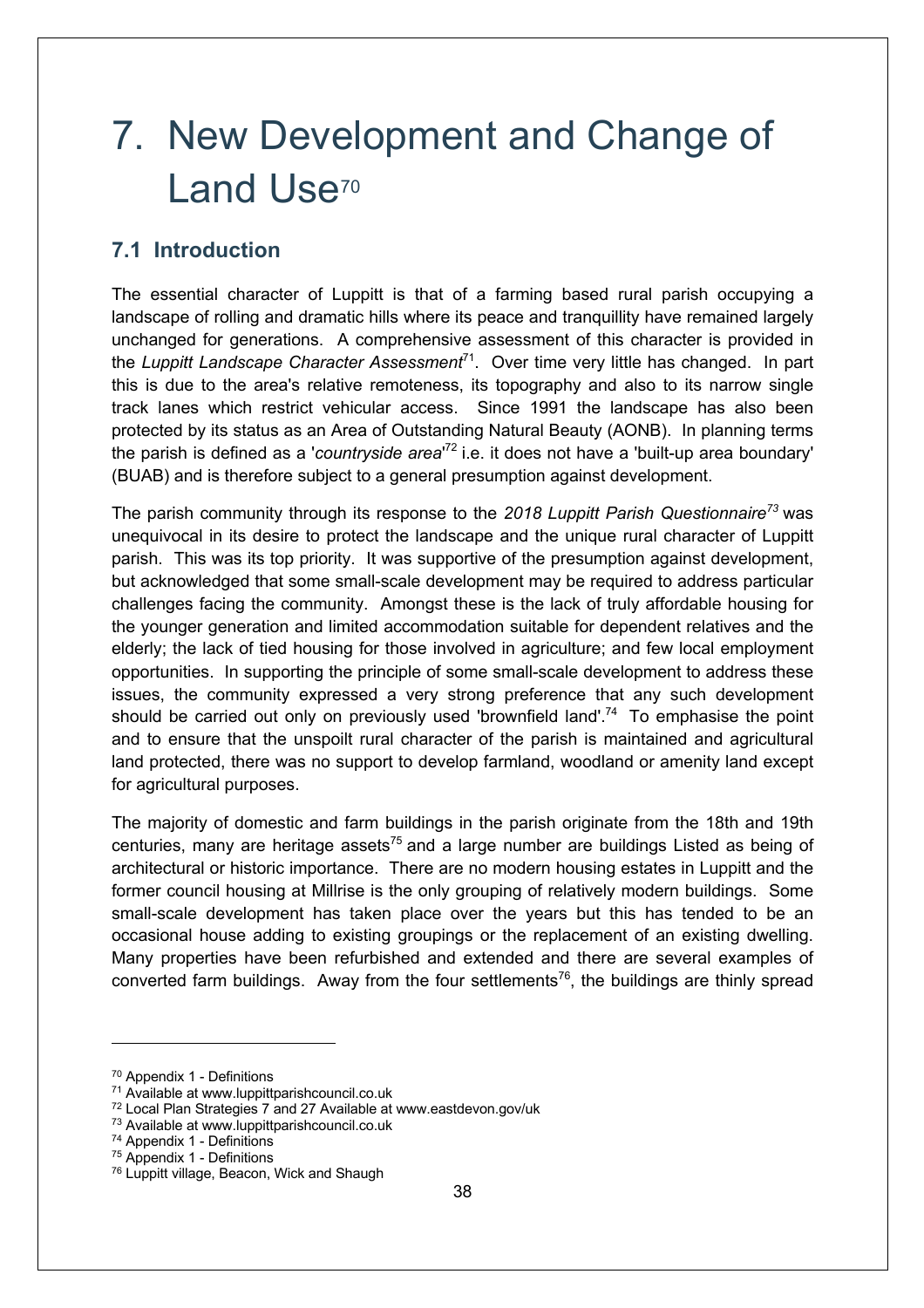# 7. New Development and Change of Land Use[70]

## 7.1 Introduction

The essential character of Luppitt is that of a farming based rural parish occupying a landscape of rolling and dramatic hills where its peace and tranquillity have remained largely unchanged for generations. A comprehensive assessment of this character is provided in the *Luppitt Landscape Character Assessment*[71]. Over time very little has changed. In part this is due to the area's relative remoteness, its topography and also to its narrow single track lanes which restrict vehicular access. Since 1991 the landscape has also been protected by its status as an Area of Outstanding Natural Beauty (AONB). In planning terms the parish is defined as a '*countryside area*'[72] i.e. it does not have a 'built-up area boundary' (BUAB) and is therefore subject to a general presumption against development.

The parish community through its response to the *2018 Luppitt Parish Questionnaire*[73] was unequivocal in its desire to protect the landscape and the unique rural character of Luppitt parish. This was its top priority. It was supportive of the presumption against development, but acknowledged that some small-scale development may be required to address particular challenges facing the community. Amongst these is the lack of truly affordable housing for the younger generation and limited accommodation suitable for dependent relatives and the elderly; the lack of tied housing for those involved in agriculture; and few local employment opportunities. In supporting the principle of some small-scale development to address these issues, the community expressed a very strong preference that any such development should be carried out only on previously used 'brownfield land'.[74] To emphasise the point and to ensure that the unspoilt rural character of the parish is maintained and agricultural land protected, there was no support to develop farmland, woodland or amenity land except for agricultural purposes.

The majority of domestic and farm buildings in the parish originate from the 18th and 19th centuries, many are heritage assets[75] and a large number are buildings Listed as being of architectural or historic importance. There are no modern housing estates in Luppitt and the former council housing at Millrise is the only grouping of relatively modern buildings. Some small-scale development has taken place over the years but this has tended to be an occasional house adding to existing groupings or the replacement of an existing dwelling. Many properties have been refurbished and extended and there are several examples of converted farm buildings. Away from the four settlements[76], the buildings are thinly spread

---

[70] Appendix 1 - Definitions
[71] Available at www.luppittparishcouncil.co.uk
[72] Local Plan Strategies 7 and 27 Available at www.eastdevon.gov/uk
[73] Available at www.luppittparishcouncil.co.uk
[74] Appendix 1 - Definitions
[75] Appendix 1 - Definitions
[76] Luppitt village, Beacon, Wick and Shaugh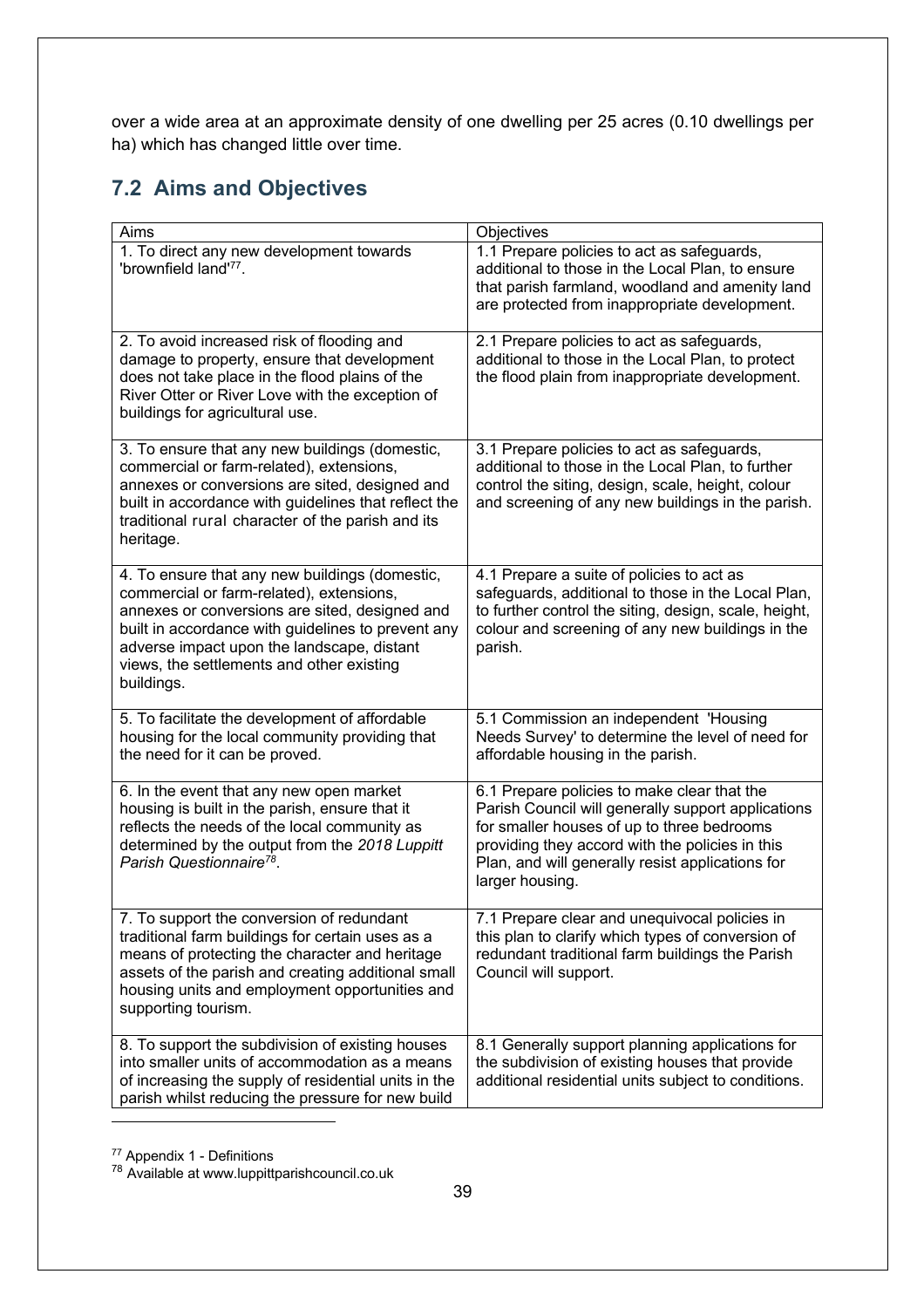over a wide area at an approximate density of one dwelling per 25 acres (0.10 dwellings per ha) which has changed little over time.

## 7.2 Aims and Objectives

| Aims | Objectives |
|---|---|
| 1. To direct any new development towards 'brownfield land'[77]. | 1.1 Prepare policies to act as safeguards, additional to those in the Local Plan, to ensure that parish farmland, woodland and amenity land are protected from inappropriate development. |
| 2. To avoid increased risk of flooding and damage to property, ensure that development does not take place in the flood plains of the River Otter or River Love with the exception of buildings for agricultural use. | 2.1 Prepare policies to act as safeguards, additional to those in the Local Plan, to protect the flood plain from inappropriate development. |
| 3. To ensure that any new buildings (domestic, commercial or farm-related), extensions, annexes or conversions are sited, designed and built in accordance with guidelines that reflect the traditional rural character of the parish and its heritage. | 3.1 Prepare policies to act as safeguards, additional to those in the Local Plan, to further control the siting, design, scale, height, colour and screening of any new buildings in the parish. |
| 4. To ensure that any new buildings (domestic, commercial or farm-related), extensions, annexes or conversions are sited, designed and built in accordance with guidelines to prevent any adverse impact upon the landscape, distant views, the settlements and other existing buildings. | 4.1 Prepare a suite of policies to act as safeguards, additional to those in the Local Plan, to further control the siting, design, scale, height, colour and screening of any new buildings in the parish. |
| 5. To facilitate the development of affordable housing for the local community providing that the need for it can be proved. | 5.1 Commission an independent 'Housing Needs Survey' to determine the level of need for affordable housing in the parish. |
| 6. In the event that any new open market housing is built in the parish, ensure that it reflects the needs of the local community as determined by the output from the *2018 Luppitt Parish Questionnaire*[78]. | 6.1 Prepare policies to make clear that the Parish Council will generally support applications for smaller houses of up to three bedrooms providing they accord with the policies in this Plan, and will generally resist applications for larger housing. |
| 7. To support the conversion of redundant traditional farm buildings for certain uses as a means of protecting the character and heritage assets of the parish and creating additional small housing units and employment opportunities and supporting tourism. | 7.1 Prepare clear and unequivocal policies in this plan to clarify which types of conversion of redundant traditional farm buildings the Parish Council will support. |
| 8. To support the subdivision of existing houses into smaller units of accommodation as a means of increasing the supply of residential units in the parish whilst reducing the pressure for new build | 8.1 Generally support planning applications for the subdivision of existing houses that provide additional residential units subject to conditions. |

[77] Appendix 1 - Definitions

[78] Available at www.luppittparishcouncil.co.uk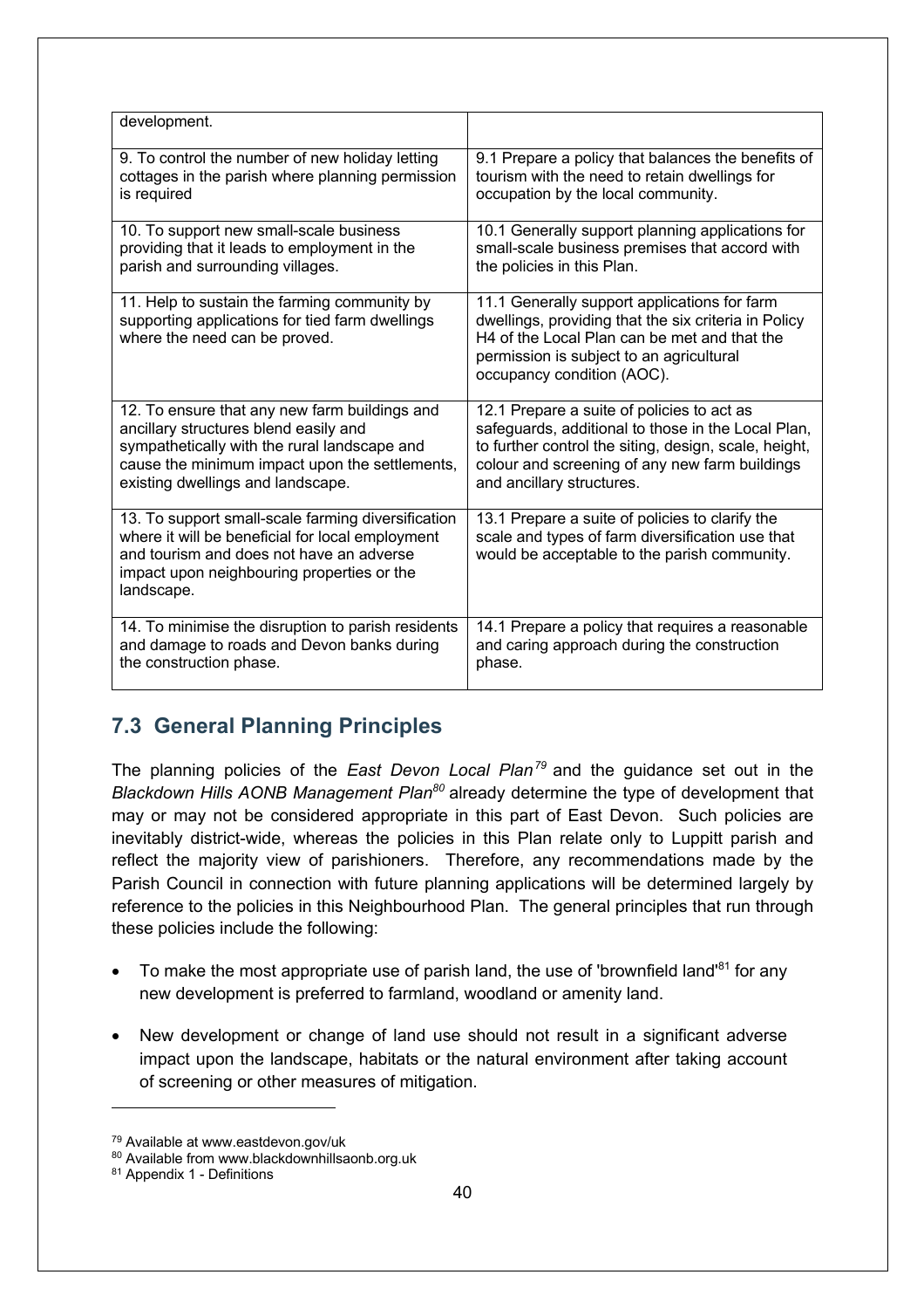| | |
|---|---|
| development. | |
| 9. To control the number of new holiday letting cottages in the parish where planning permission is required | 9.1 Prepare a policy that balances the benefits of tourism with the need to retain dwellings for occupation by the local community. |
| 10. To support new small-scale business providing that it leads to employment in the parish and surrounding villages. | 10.1 Generally support planning applications for small-scale business premises that accord with the policies in this Plan. |
| 11. Help to sustain the farming community by supporting applications for tied farm dwellings where the need can be proved. | 11.1 Generally support applications for farm dwellings, providing that the six criteria in Policy H4 of the Local Plan can be met and that the permission is subject to an agricultural occupancy condition (AOC). |
| 12. To ensure that any new farm buildings and ancillary structures blend easily and sympathetically with the rural landscape and cause the minimum impact upon the settlements, existing dwellings and landscape. | 12.1 Prepare a suite of policies to act as safeguards, additional to those in the Local Plan, to further control the siting, design, scale, height, colour and screening of any new farm buildings and ancillary structures. |
| 13. To support small-scale farming diversification where it will be beneficial for local employment and tourism and does not have an adverse impact upon neighbouring properties or the landscape. | 13.1 Prepare a suite of policies to clarify the scale and types of farm diversification use that would be acceptable to the parish community. |
| 14. To minimise the disruption to parish residents and damage to roads and Devon banks during the construction phase. | 14.1 Prepare a policy that requires a reasonable and caring approach during the construction phase. |

## 7.3 General Planning Principles

The planning policies of the *East Devon Local Plan*[79] and the guidance set out in the *Blackdown Hills AONB Management Plan*[80] already determine the type of development that may or may not be considered appropriate in this part of East Devon. Such policies are inevitably district-wide, whereas the policies in this Plan relate only to Luppitt parish and reflect the majority view of parishioners. Therefore, any recommendations made by the Parish Council in connection with future planning applications will be determined largely by reference to the policies in this Neighbourhood Plan. The general principles that run through these policies include the following:

- To make the most appropriate use of parish land, the use of 'brownfield land'[81] for any new development is preferred to farmland, woodland or amenity land.
- New development or change of land use should not result in a significant adverse impact upon the landscape, habitats or the natural environment after taking account of screening or other measures of mitigation.

[79] Available at www.eastdevon.gov/uk

[80] Available from www.blackdownhillsaonb.org.uk

[81] Appendix 1 - Definitions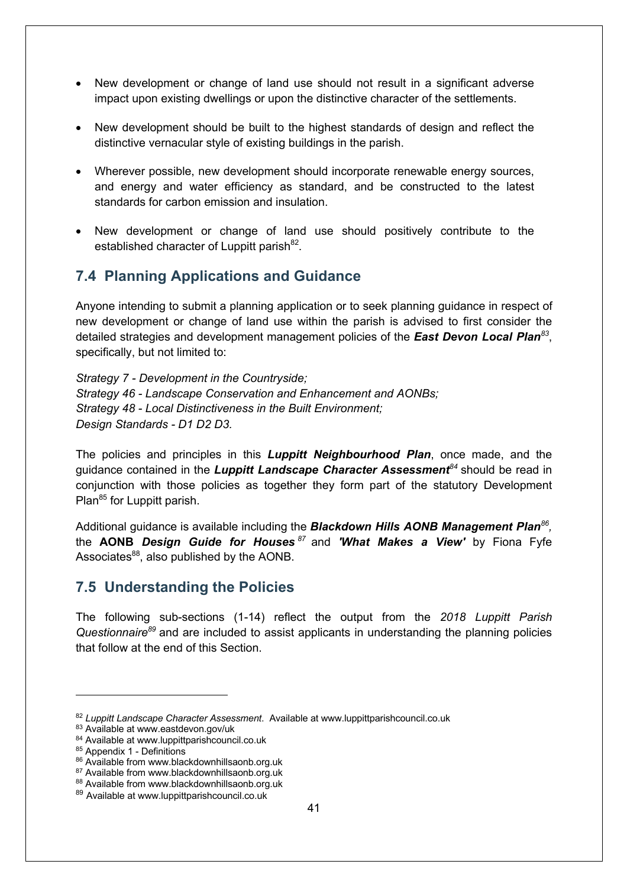- New development or change of land use should not result in a significant adverse impact upon existing dwellings or upon the distinctive character of the settlements.
- New development should be built to the highest standards of design and reflect the distinctive vernacular style of existing buildings in the parish.
- Wherever possible, new development should incorporate renewable energy sources, and energy and water efficiency as standard, and be constructed to the latest standards for carbon emission and insulation.
- New development or change of land use should positively contribute to the established character of Luppitt parish[82].

## 7.4 Planning Applications and Guidance

Anyone intending to submit a planning application or to seek planning guidance in respect of new development or change of land use within the parish is advised to first consider the detailed strategies and development management policies of the ***East Devon Local Plan***[83], specifically, but not limited to:

*Strategy 7 - Development in the Countryside;*
*Strategy 46 - Landscape Conservation and Enhancement and AONBs;*
*Strategy 48 - Local Distinctiveness in the Built Environment;*
*Design Standards - D1 D2 D3.*

The policies and principles in this ***Luppitt Neighbourhood Plan***, once made, and the guidance contained in the ***Luppitt Landscape Character Assessment***[84] should be read in conjunction with those policies as together they form part of the statutory Development Plan[85] for Luppitt parish.

Additional guidance is available including the ***Blackdown Hills AONB Management Plan***[86], the **AONB** ***Design Guide for Houses***[87] and ***'What Makes a View'*** by Fiona Fyfe Associates[88], also published by the AONB.

## 7.5 Understanding the Policies

The following sub-sections (1-14) reflect the output from the *2018 Luppitt Parish Questionnaire*[89] and are included to assist applicants in understanding the planning policies that follow at the end of this Section.

---

[82] *Luppitt Landscape Character Assessment*. Available at www.luppittparishcouncil.co.uk
[83] Available at www.eastdevon.gov/uk
[84] Available at www.luppittparishcouncil.co.uk
[85] Appendix 1 - Definitions
[86] Available from www.blackdownhillsaonb.org.uk
[87] Available from www.blackdownhillsaonb.org.uk
[88] Available from www.blackdownhillsaonb.org.uk
[89] Available at www.luppittparishcouncil.co.uk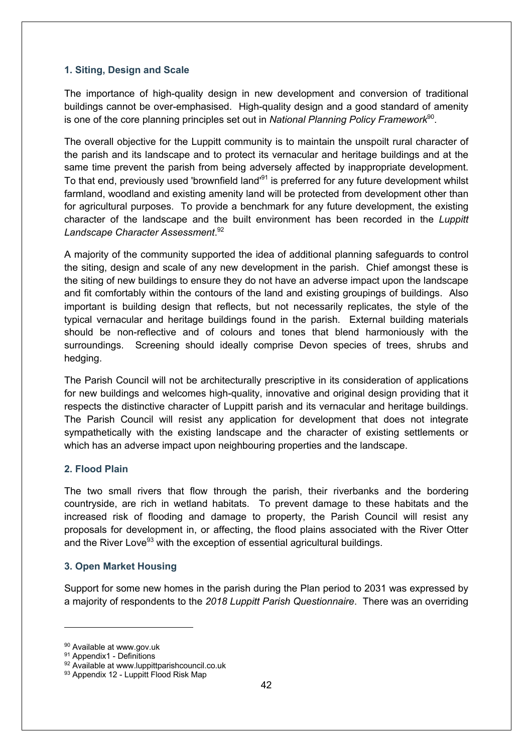### 1. Siting, Design and Scale

The importance of high-quality design in new development and conversion of traditional buildings cannot be over-emphasised. High-quality design and a good standard of amenity is one of the core planning principles set out in *National Planning Policy Framework*[90].

The overall objective for the Luppitt community is to maintain the unspoilt rural character of the parish and its landscape and to protect its vernacular and heritage buildings and at the same time prevent the parish from being adversely affected by inappropriate development. To that end, previously used 'brownfield land'[91] is preferred for any future development whilst farmland, woodland and existing amenity land will be protected from development other than for agricultural purposes. To provide a benchmark for any future development, the existing character of the landscape and the built environment has been recorded in the *Luppitt Landscape Character Assessment*.[92]

A majority of the community supported the idea of additional planning safeguards to control the siting, design and scale of any new development in the parish. Chief amongst these is the siting of new buildings to ensure they do not have an adverse impact upon the landscape and fit comfortably within the contours of the land and existing groupings of buildings. Also important is building design that reflects, but not necessarily replicates, the style of the typical vernacular and heritage buildings found in the parish. External building materials should be non-reflective and of colours and tones that blend harmoniously with the surroundings. Screening should ideally comprise Devon species of trees, shrubs and hedging.

The Parish Council will not be architecturally prescriptive in its consideration of applications for new buildings and welcomes high-quality, innovative and original design providing that it respects the distinctive character of Luppitt parish and its vernacular and heritage buildings. The Parish Council will resist any application for development that does not integrate sympathetically with the existing landscape and the character of existing settlements or which has an adverse impact upon neighbouring properties and the landscape.

### 2. Flood Plain

The two small rivers that flow through the parish, their riverbanks and the bordering countryside, are rich in wetland habitats. To prevent damage to these habitats and the increased risk of flooding and damage to property, the Parish Council will resist any proposals for development in, or affecting, the flood plains associated with the River Otter and the River Love[93] with the exception of essential agricultural buildings.

### 3. Open Market Housing

Support for some new homes in the parish during the Plan period to 2031 was expressed by a majority of respondents to the *2018 Luppitt Parish Questionnaire*. There was an overriding

---

[90] Available at www.gov.uk

[91] Appendix1 - Definitions

[92] Available at www.luppittparishcouncil.co.uk

[93] Appendix 12 - Luppitt Flood Risk Map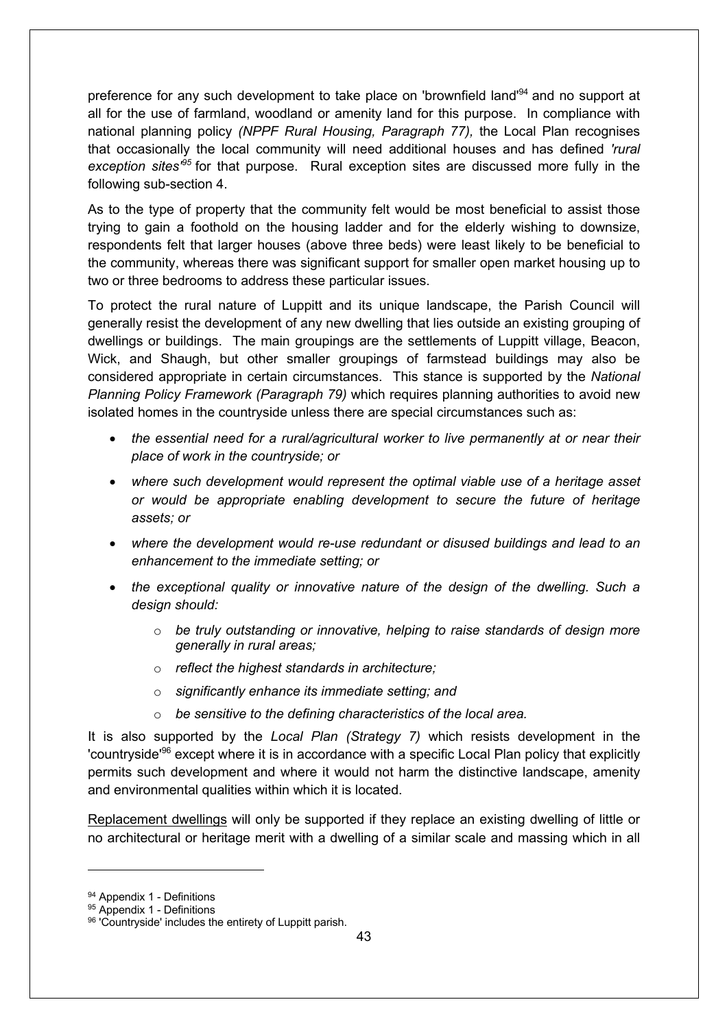preference for any such development to take place on 'brownfield land'[94] and no support at all for the use of farmland, woodland or amenity land for this purpose. In compliance with national planning policy *(NPPF Rural Housing, Paragraph 77),* the Local Plan recognises that occasionally the local community will need additional houses and has defined *'rural exception sites'*[95] for that purpose. Rural exception sites are discussed more fully in the following sub-section 4.

As to the type of property that the community felt would be most beneficial to assist those trying to gain a foothold on the housing ladder and for the elderly wishing to downsize, respondents felt that larger houses (above three beds) were least likely to be beneficial to the community, whereas there was significant support for smaller open market housing up to two or three bedrooms to address these particular issues.

To protect the rural nature of Luppitt and its unique landscape, the Parish Council will generally resist the development of any new dwelling that lies outside an existing grouping of dwellings or buildings. The main groupings are the settlements of Luppitt village, Beacon, Wick, and Shaugh, but other smaller groupings of farmstead buildings may also be considered appropriate in certain circumstances. This stance is supported by the *National Planning Policy Framework (Paragraph 79)* which requires planning authorities to avoid new isolated homes in the countryside unless there are special circumstances such as:

- *the essential need for a rural/agricultural worker to live permanently at or near their place of work in the countryside; or*
- *where such development would represent the optimal viable use of a heritage asset or would be appropriate enabling development to secure the future of heritage assets; or*
- *where the development would re-use redundant or disused buildings and lead to an enhancement to the immediate setting; or*
- *the exceptional quality or innovative nature of the design of the dwelling. Such a design should:*
  - *be truly outstanding or innovative, helping to raise standards of design more generally in rural areas;*
  - *reflect the highest standards in architecture;*
  - *significantly enhance its immediate setting; and*
  - *be sensitive to the defining characteristics of the local area.*

It is also supported by the *Local Plan (Strategy 7)* which resists development in the 'countryside'[96] except where it is in accordance with a specific Local Plan policy that explicitly permits such development and where it would not harm the distinctive landscape, amenity and environmental qualities within which it is located.

Replacement dwellings will only be supported if they replace an existing dwelling of little or no architectural or heritage merit with a dwelling of a similar scale and massing which in all

---

[94] Appendix 1 - Definitions
[95] Appendix 1 - Definitions
[96] 'Countryside' includes the entirety of Luppitt parish.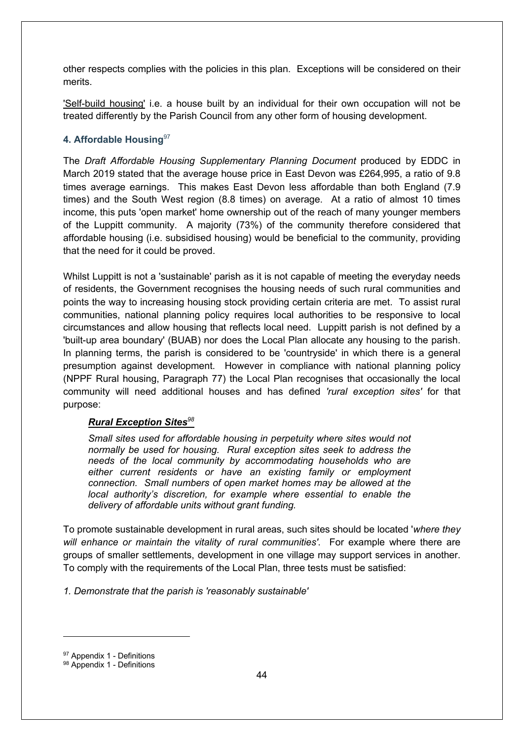other respects complies with the policies in this plan. Exceptions will be considered on their merits.

'Self-build housing' i.e. a house built by an individual for their own occupation will not be treated differently by the Parish Council from any other form of housing development.

### 4. Affordable Housing[97]

The *Draft Affordable Housing Supplementary Planning Document* produced by EDDC in March 2019 stated that the average house price in East Devon was £264,995, a ratio of 9.8 times average earnings. This makes East Devon less affordable than both England (7.9 times) and the South West region (8.8 times) on average. At a ratio of almost 10 times income, this puts 'open market' home ownership out of the reach of many younger members of the Luppitt community. A majority (73%) of the community therefore considered that affordable housing (i.e. subsidised housing) would be beneficial to the community, providing that the need for it could be proved.

Whilst Luppitt is not a 'sustainable' parish as it is not capable of meeting the everyday needs of residents, the Government recognises the housing needs of such rural communities and points the way to increasing housing stock providing certain criteria are met. To assist rural communities, national planning policy requires local authorities to be responsive to local circumstances and allow housing that reflects local need. Luppitt parish is not defined by a 'built-up area boundary' (BUAB) nor does the Local Plan allocate any housing to the parish. In planning terms, the parish is considered to be 'countryside' in which there is a general presumption against development. However in compliance with national planning policy (NPPF Rural housing, Paragraph 77) the Local Plan recognises that occasionally the local community will need additional houses and has defined *'rural exception sites'* for that purpose:

> ***Rural Exception Sites***[98]
>
> *Small sites used for affordable housing in perpetuity where sites would not normally be used for housing. Rural exception sites seek to address the needs of the local community by accommodating households who are either current residents or have an existing family or employment connection. Small numbers of open market homes may be allowed at the local authority's discretion, for example where essential to enable the delivery of affordable units without grant funding.*

To promote sustainable development in rural areas, such sites should be located '*where they will enhance or maintain the vitality of rural communities'*. For example where there are groups of smaller settlements, development in one village may support services in another. To comply with the requirements of the Local Plan, three tests must be satisfied:

*1. Demonstrate that the parish is 'reasonably sustainable'*

---

[97] Appendix 1 - Definitions
[98] Appendix 1 - Definitions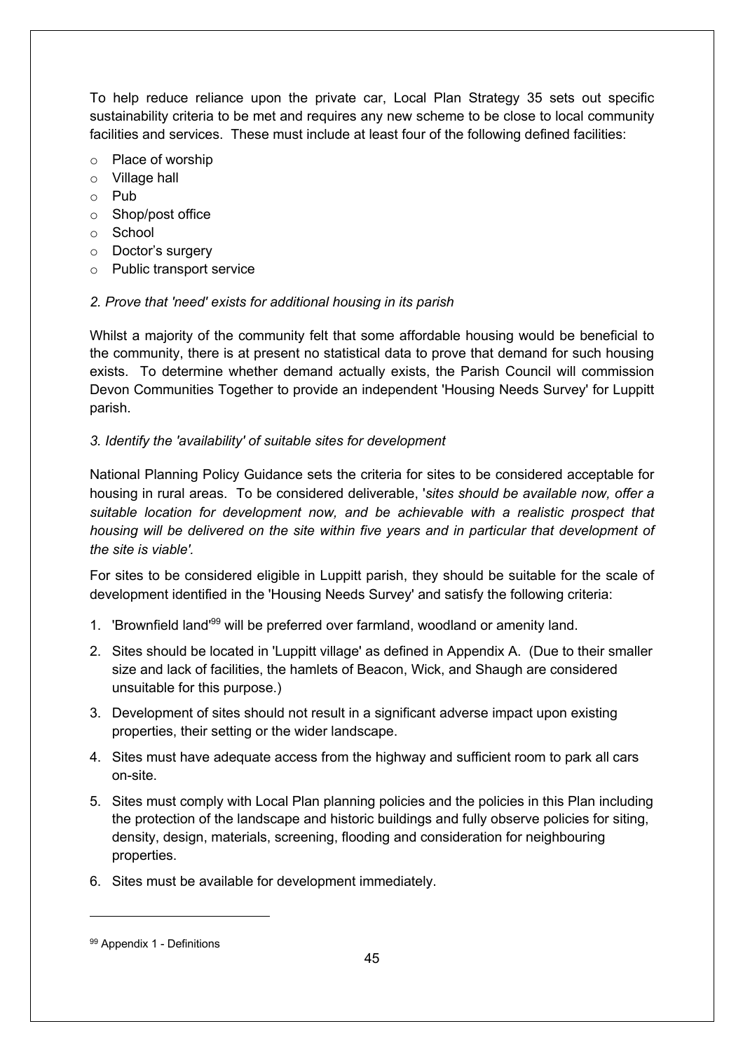To help reduce reliance upon the private car, Local Plan Strategy 35 sets out specific sustainability criteria to be met and requires any new scheme to be close to local community facilities and services. These must include at least four of the following defined facilities:

- Place of worship
- Village hall
- Pub
- Shop/post office
- School
- Doctor's surgery
- Public transport service

*2. Prove that 'need' exists for additional housing in its parish*

Whilst a majority of the community felt that some affordable housing would be beneficial to the community, there is at present no statistical data to prove that demand for such housing exists. To determine whether demand actually exists, the Parish Council will commission Devon Communities Together to provide an independent 'Housing Needs Survey' for Luppitt parish.

*3. Identify the 'availability' of suitable sites for development*

National Planning Policy Guidance sets the criteria for sites to be considered acceptable for housing in rural areas. To be considered deliverable, '*sites should be available now, offer a suitable location for development now, and be achievable with a realistic prospect that housing will be delivered on the site within five years and in particular that development of the site is viable'.*

For sites to be considered eligible in Luppitt parish, they should be suitable for the scale of development identified in the 'Housing Needs Survey' and satisfy the following criteria:

1. 'Brownfield land'[99] will be preferred over farmland, woodland or amenity land.
2. Sites should be located in 'Luppitt village' as defined in Appendix A. (Due to their smaller size and lack of facilities, the hamlets of Beacon, Wick, and Shaugh are considered unsuitable for this purpose.)
3. Development of sites should not result in a significant adverse impact upon existing properties, their setting or the wider landscape.
4. Sites must have adequate access from the highway and sufficient room to park all cars on-site.
5. Sites must comply with Local Plan planning policies and the policies in this Plan including the protection of the landscape and historic buildings and fully observe policies for siting, density, design, materials, screening, flooding and consideration for neighbouring properties.
6. Sites must be available for development immediately.

[99] Appendix 1 - Definitions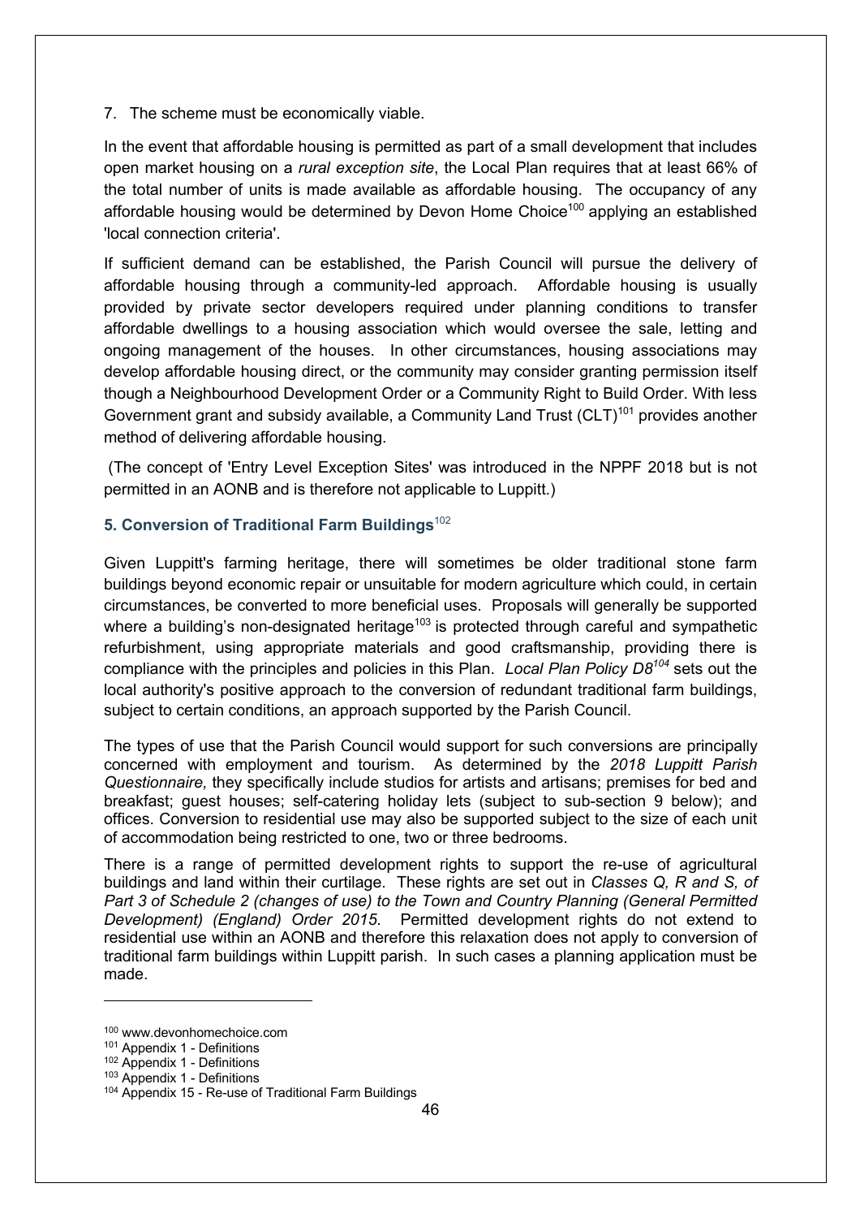7. The scheme must be economically viable.

In the event that affordable housing is permitted as part of a small development that includes open market housing on a *rural exception site*, the Local Plan requires that at least 66% of the total number of units is made available as affordable housing. The occupancy of any affordable housing would be determined by Devon Home Choice[100] applying an established 'local connection criteria'.

If sufficient demand can be established, the Parish Council will pursue the delivery of affordable housing through a community-led approach. Affordable housing is usually provided by private sector developers required under planning conditions to transfer affordable dwellings to a housing association which would oversee the sale, letting and ongoing management of the houses. In other circumstances, housing associations may develop affordable housing direct, or the community may consider granting permission itself though a Neighbourhood Development Order or a Community Right to Build Order. With less Government grant and subsidy available, a Community Land Trust (CLT)[101] provides another method of delivering affordable housing.

(The concept of 'Entry Level Exception Sites' was introduced in the NPPF 2018 but is not permitted in an AONB and is therefore not applicable to Luppitt.)

### 5. Conversion of Traditional Farm Buildings[102]

Given Luppitt's farming heritage, there will sometimes be older traditional stone farm buildings beyond economic repair or unsuitable for modern agriculture which could, in certain circumstances, be converted to more beneficial uses. Proposals will generally be supported where a building's non-designated heritage[103] is protected through careful and sympathetic refurbishment, using appropriate materials and good craftsmanship, providing there is compliance with the principles and policies in this Plan. *Local Plan Policy D8*[104] sets out the local authority's positive approach to the conversion of redundant traditional farm buildings, subject to certain conditions, an approach supported by the Parish Council.

The types of use that the Parish Council would support for such conversions are principally concerned with employment and tourism. As determined by the *2018 Luppitt Parish Questionnaire,* they specifically include studios for artists and artisans; premises for bed and breakfast; guest houses; self-catering holiday lets (subject to sub-section 9 below); and offices. Conversion to residential use may also be supported subject to the size of each unit of accommodation being restricted to one, two or three bedrooms.

There is a range of permitted development rights to support the re-use of agricultural buildings and land within their curtilage. These rights are set out in *Classes Q, R and S, of Part 3 of Schedule 2 (changes of use) to the Town and Country Planning (General Permitted Development) (England) Order 2015*. Permitted development rights do not extend to residential use within an AONB and therefore this relaxation does not apply to conversion of traditional farm buildings within Luppitt parish. In such cases a planning application must be made.

---

[100] www.devonhomechoice.com
[101] Appendix 1 - Definitions
[102] Appendix 1 - Definitions
[103] Appendix 1 - Definitions
[104] Appendix 15 - Re-use of Traditional Farm Buildings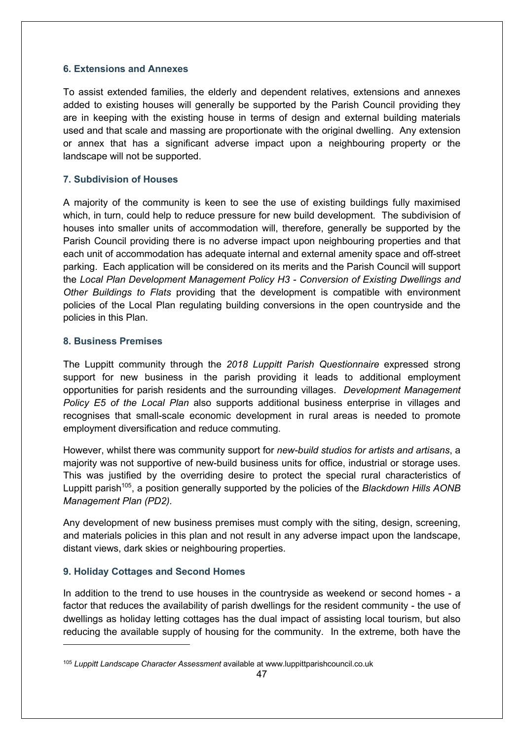### 6. Extensions and Annexes

To assist extended families, the elderly and dependent relatives, extensions and annexes added to existing houses will generally be supported by the Parish Council providing they are in keeping with the existing house in terms of design and external building materials used and that scale and massing are proportionate with the original dwelling. Any extension or annex that has a significant adverse impact upon a neighbouring property or the landscape will not be supported.

### 7. Subdivision of Houses

A majority of the community is keen to see the use of existing buildings fully maximised which, in turn, could help to reduce pressure for new build development. The subdivision of houses into smaller units of accommodation will, therefore, generally be supported by the Parish Council providing there is no adverse impact upon neighbouring properties and that each unit of accommodation has adequate internal and external amenity space and off-street parking. Each application will be considered on its merits and the Parish Council will support the *Local Plan Development Management Policy H3 - Conversion of Existing Dwellings and Other Buildings to Flats* providing that the development is compatible with environment policies of the Local Plan regulating building conversions in the open countryside and the policies in this Plan.

### 8. Business Premises

The Luppitt community through the *2018 Luppitt Parish Questionnaire* expressed strong support for new business in the parish providing it leads to additional employment opportunities for parish residents and the surrounding villages. *Development Management Policy E5 of the Local Plan* also supports additional business enterprise in villages and recognises that small-scale economic development in rural areas is needed to promote employment diversification and reduce commuting.

However, whilst there was community support for *new-build studios for artists and artisans*, a majority was not supportive of new-build business units for office, industrial or storage uses. This was justified by the overriding desire to protect the special rural characteristics of Luppitt parish[105], a position generally supported by the policies of the *Blackdown Hills AONB Management Plan (PD2).*

Any development of new business premises must comply with the siting, design, screening, and materials policies in this plan and not result in any adverse impact upon the landscape, distant views, dark skies or neighbouring properties.

### 9. Holiday Cottages and Second Homes

In addition to the trend to use houses in the countryside as weekend or second homes - a factor that reduces the availability of parish dwellings for the resident community - the use of dwellings as holiday letting cottages has the dual impact of assisting local tourism, but also reducing the available supply of housing for the community. In the extreme, both have the

[105] *Luppitt Landscape Character Assessment* available at www.luppittparishcouncil.co.uk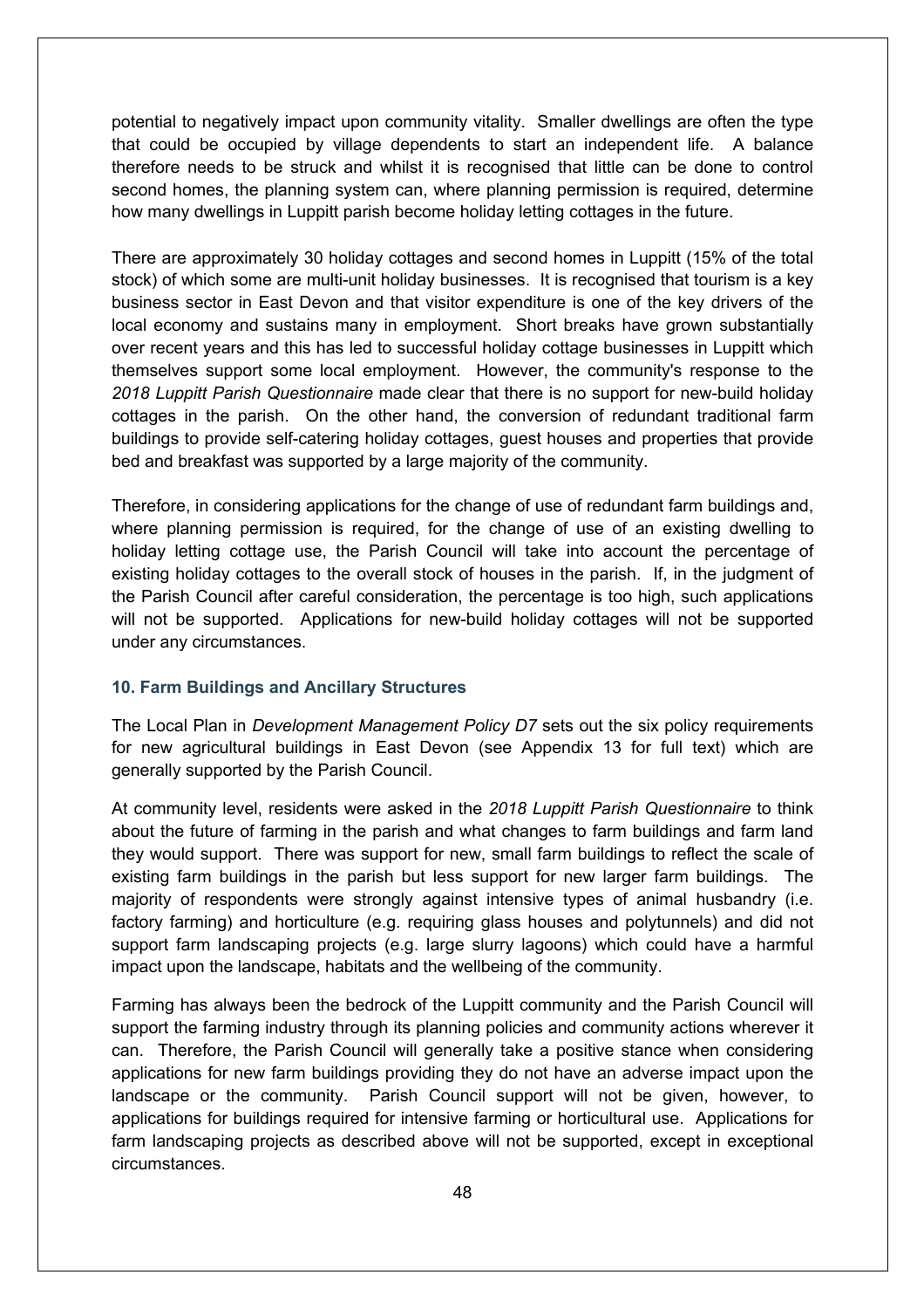potential to negatively impact upon community vitality. Smaller dwellings are often the type that could be occupied by village dependents to start an independent life. A balance therefore needs to be struck and whilst it is recognised that little can be done to control second homes, the planning system can, where planning permission is required, determine how many dwellings in Luppitt parish become holiday letting cottages in the future.

There are approximately 30 holiday cottages and second homes in Luppitt (15% of the total stock) of which some are multi-unit holiday businesses. It is recognised that tourism is a key business sector in East Devon and that visitor expenditure is one of the key drivers of the local economy and sustains many in employment. Short breaks have grown substantially over recent years and this has led to successful holiday cottage businesses in Luppitt which themselves support some local employment. However, the community's response to the *2018 Luppitt Parish Questionnaire* made clear that there is no support for new-build holiday cottages in the parish. On the other hand, the conversion of redundant traditional farm buildings to provide self-catering holiday cottages, guest houses and properties that provide bed and breakfast was supported by a large majority of the community.

Therefore, in considering applications for the change of use of redundant farm buildings and, where planning permission is required, for the change of use of an existing dwelling to holiday letting cottage use, the Parish Council will take into account the percentage of existing holiday cottages to the overall stock of houses in the parish. If, in the judgment of the Parish Council after careful consideration, the percentage is too high, such applications will not be supported. Applications for new-build holiday cottages will not be supported under any circumstances.

### 10. Farm Buildings and Ancillary Structures

The Local Plan in *Development Management Policy D7* sets out the six policy requirements for new agricultural buildings in East Devon (see Appendix 13 for full text) which are generally supported by the Parish Council.

At community level, residents were asked in the *2018 Luppitt Parish Questionnaire* to think about the future of farming in the parish and what changes to farm buildings and farm land they would support. There was support for new, small farm buildings to reflect the scale of existing farm buildings in the parish but less support for new larger farm buildings. The majority of respondents were strongly against intensive types of animal husbandry (i.e. factory farming) and horticulture (e.g. requiring glass houses and polytunnels) and did not support farm landscaping projects (e.g. large slurry lagoons) which could have a harmful impact upon the landscape, habitats and the wellbeing of the community.

Farming has always been the bedrock of the Luppitt community and the Parish Council will support the farming industry through its planning policies and community actions wherever it can. Therefore, the Parish Council will generally take a positive stance when considering applications for new farm buildings providing they do not have an adverse impact upon the landscape or the community. Parish Council support will not be given, however, to applications for buildings required for intensive farming or horticultural use. Applications for farm landscaping projects as described above will not be supported, except in exceptional circumstances.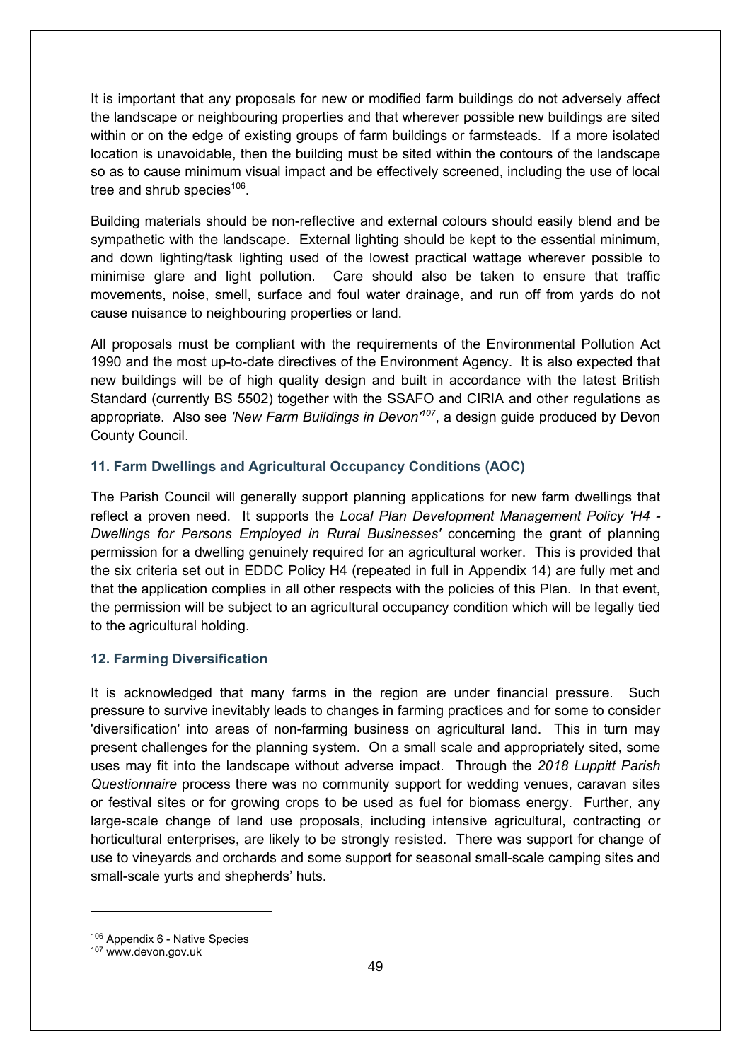It is important that any proposals for new or modified farm buildings do not adversely affect the landscape or neighbouring properties and that wherever possible new buildings are sited within or on the edge of existing groups of farm buildings or farmsteads. If a more isolated location is unavoidable, then the building must be sited within the contours of the landscape so as to cause minimum visual impact and be effectively screened, including the use of local tree and shrub species[106].

Building materials should be non-reflective and external colours should easily blend and be sympathetic with the landscape. External lighting should be kept to the essential minimum, and down lighting/task lighting used of the lowest practical wattage wherever possible to minimise glare and light pollution. Care should also be taken to ensure that traffic movements, noise, smell, surface and foul water drainage, and run off from yards do not cause nuisance to neighbouring properties or land.

All proposals must be compliant with the requirements of the Environmental Pollution Act 1990 and the most up-to-date directives of the Environment Agency. It is also expected that new buildings will be of high quality design and built in accordance with the latest British Standard (currently BS 5502) together with the SSAFO and CIRIA and other regulations as appropriate. Also see *'New Farm Buildings in Devon'*[107], a design guide produced by Devon County Council.

### 11. Farm Dwellings and Agricultural Occupancy Conditions (AOC)

The Parish Council will generally support planning applications for new farm dwellings that reflect a proven need. It supports the *Local Plan Development Management Policy 'H4 - Dwellings for Persons Employed in Rural Businesses'* concerning the grant of planning permission for a dwelling genuinely required for an agricultural worker. This is provided that the six criteria set out in EDDC Policy H4 (repeated in full in Appendix 14) are fully met and that the application complies in all other respects with the policies of this Plan. In that event, the permission will be subject to an agricultural occupancy condition which will be legally tied to the agricultural holding.

### 12. Farming Diversification

It is acknowledged that many farms in the region are under financial pressure. Such pressure to survive inevitably leads to changes in farming practices and for some to consider 'diversification' into areas of non-farming business on agricultural land. This in turn may present challenges for the planning system. On a small scale and appropriately sited, some uses may fit into the landscape without adverse impact. Through the *2018 Luppitt Parish Questionnaire* process there was no community support for wedding venues, caravan sites or festival sites or for growing crops to be used as fuel for biomass energy. Further, any large-scale change of land use proposals, including intensive agricultural, contracting or horticultural enterprises, are likely to be strongly resisted. There was support for change of use to vineyards and orchards and some support for seasonal small-scale camping sites and small-scale yurts and shepherds' huts.

---

[106] Appendix 6 - Native Species

[107] www.devon.gov.uk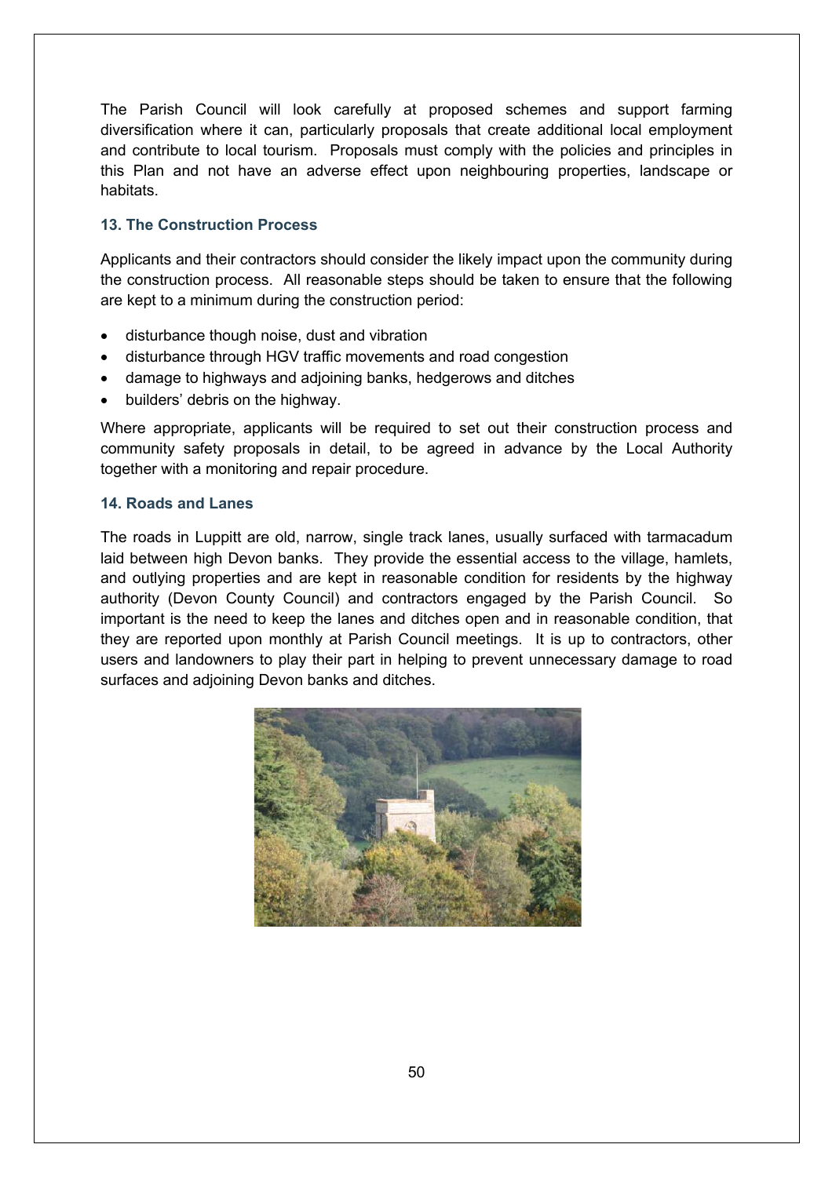The Parish Council will look carefully at proposed schemes and support farming diversification where it can, particularly proposals that create additional local employment and contribute to local tourism. Proposals must comply with the policies and principles in this Plan and not have an adverse effect upon neighbouring properties, landscape or habitats.

### 13. The Construction Process

Applicants and their contractors should consider the likely impact upon the community during the construction process. All reasonable steps should be taken to ensure that the following are kept to a minimum during the construction period:

- disturbance though noise, dust and vibration
- disturbance through HGV traffic movements and road congestion
- damage to highways and adjoining banks, hedgerows and ditches
- builders' debris on the highway.

Where appropriate, applicants will be required to set out their construction process and community safety proposals in detail, to be agreed in advance by the Local Authority together with a monitoring and repair procedure.

### 14. Roads and Lanes

The roads in Luppitt are old, narrow, single track lanes, usually surfaced with tarmacadum laid between high Devon banks. They provide the essential access to the village, hamlets, and outlying properties and are kept in reasonable condition for residents by the highway authority (Devon County Council) and contractors engaged by the Parish Council. So important is the need to keep the lanes and ditches open and in reasonable condition, that they are reported upon monthly at Parish Council meetings. It is up to contractors, other users and landowners to play their part in helping to prevent unnecessary damage to road surfaces and adjoining Devon banks and ditches.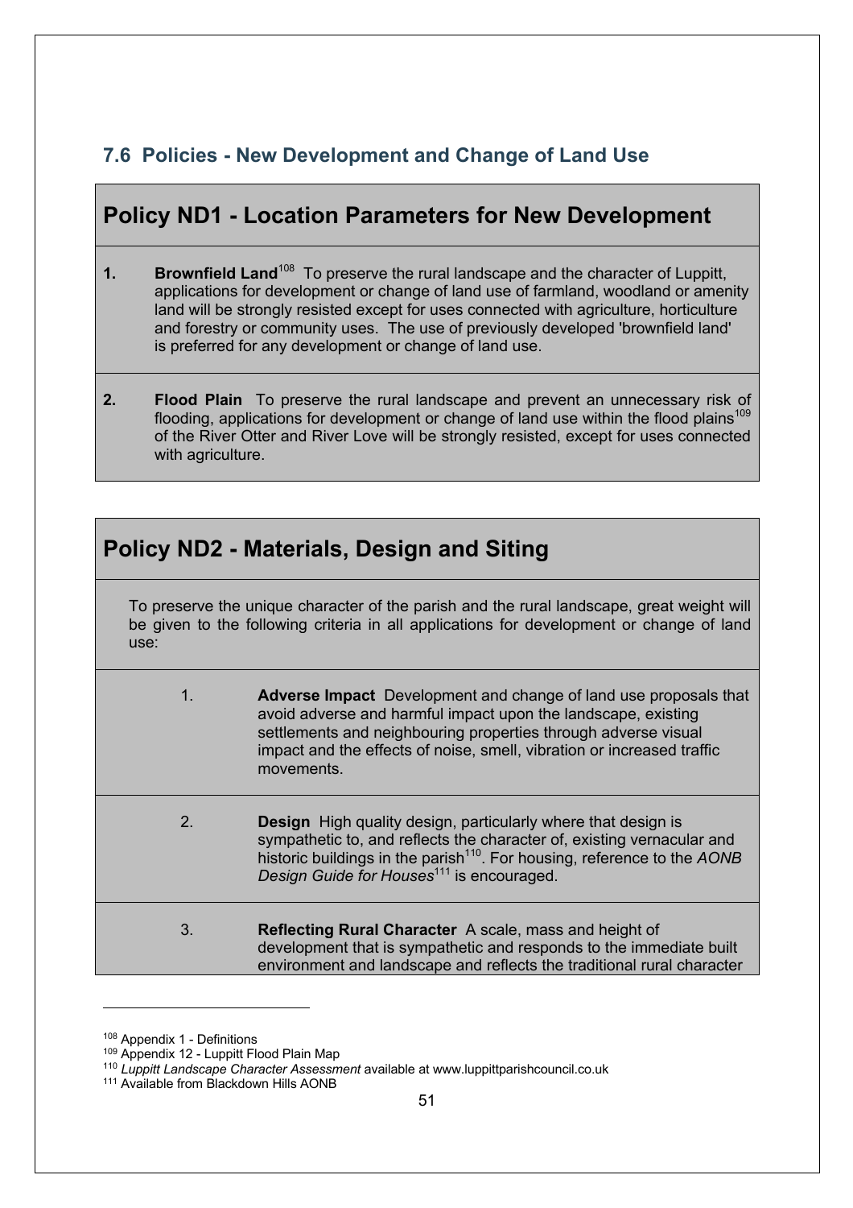## 7.6 Policies - New Development and Change of Land Use

### Policy ND1 - Location Parameters for New Development

1. **Brownfield Land**[108] To preserve the rural landscape and the character of Luppitt, applications for development or change of land use of farmland, woodland or amenity land will be strongly resisted except for uses connected with agriculture, horticulture and forestry or community uses. The use of previously developed 'brownfield land' is preferred for any development or change of land use.

2. **Flood Plain** To preserve the rural landscape and prevent an unnecessary risk of flooding, applications for development or change of land use within the flood plains[109] of the River Otter and River Love will be strongly resisted, except for uses connected with agriculture.

### Policy ND2 - Materials, Design and Siting

To preserve the unique character of the parish and the rural landscape, great weight will be given to the following criteria in all applications for development or change of land use:

1. **Adverse Impact** Development and change of land use proposals that avoid adverse and harmful impact upon the landscape, existing settlements and neighbouring properties through adverse visual impact and the effects of noise, smell, vibration or increased traffic movements.

2. **Design** High quality design, particularly where that design is sympathetic to, and reflects the character of, existing vernacular and historic buildings in the parish[110]. For housing, reference to the *AONB Design Guide for Houses*[111] is encouraged.

3. **Reflecting Rural Character** A scale, mass and height of development that is sympathetic and responds to the immediate built environment and landscape and reflects the traditional rural character

---

[108] Appendix 1 - Definitions
[109] Appendix 12 - Luppitt Flood Plain Map
[110] *Luppitt Landscape Character Assessment* available at www.luppittparishcouncil.co.uk
[111] Available from Blackdown Hills AONB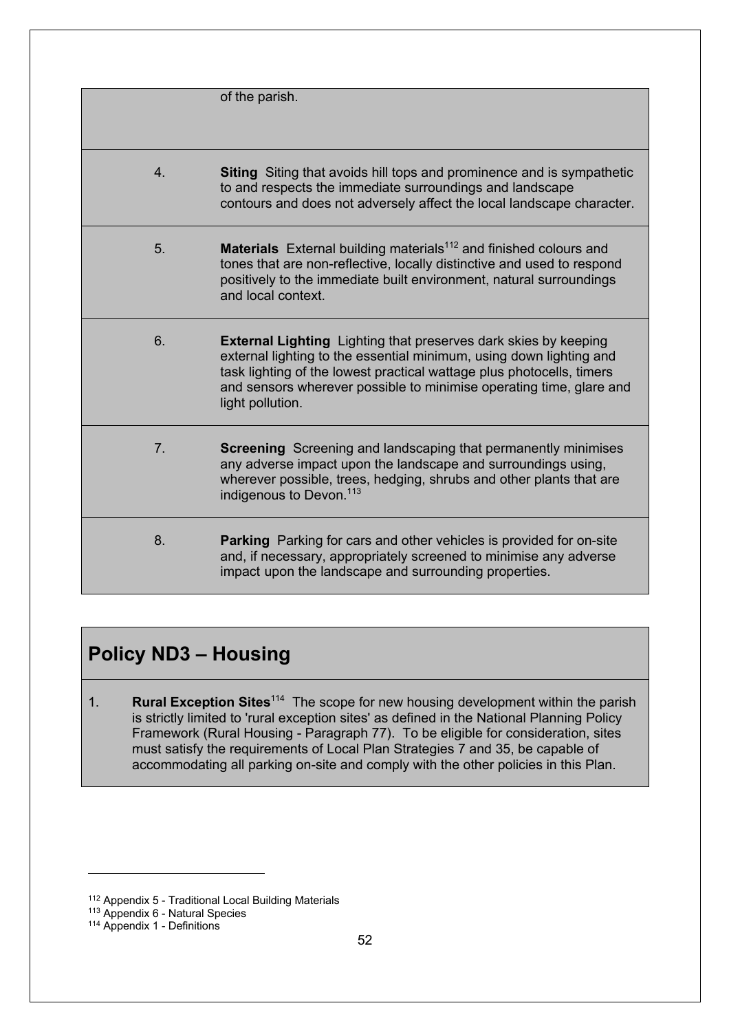| | |
|---|---|
| | of the parish. |
| 4. | **Siting** Siting that avoids hill tops and prominence and is sympathetic to and respects the immediate surroundings and landscape contours and does not adversely affect the local landscape character. |
| 5. | **Materials** External building materials[112] and finished colours and tones that are non-reflective, locally distinctive and used to respond positively to the immediate built environment, natural surroundings and local context. |
| 6. | **External Lighting** Lighting that preserves dark skies by keeping external lighting to the essential minimum, using down lighting and task lighting of the lowest practical wattage plus photocells, timers and sensors wherever possible to minimise operating time, glare and light pollution. |
| 7. | **Screening** Screening and landscaping that permanently minimises any adverse impact upon the landscape and surroundings using, wherever possible, trees, hedging, shrubs and other plants that are indigenous to Devon.[113] |
| 8. | **Parking** Parking for cars and other vehicles is provided for on-site and, if necessary, appropriately screened to minimise any adverse impact upon the landscape and surrounding properties. |

## Policy ND3 – Housing

1. **Rural Exception Sites**[114] The scope for new housing development within the parish is strictly limited to 'rural exception sites' as defined in the National Planning Policy Framework (Rural Housing - Paragraph 77). To be eligible for consideration, sites must satisfy the requirements of Local Plan Strategies 7 and 35, be capable of accommodating all parking on-site and comply with the other policies in this Plan.

---

[112] Appendix 5 - Traditional Local Building Materials

[113] Appendix 6 - Natural Species

[114] Appendix 1 - Definitions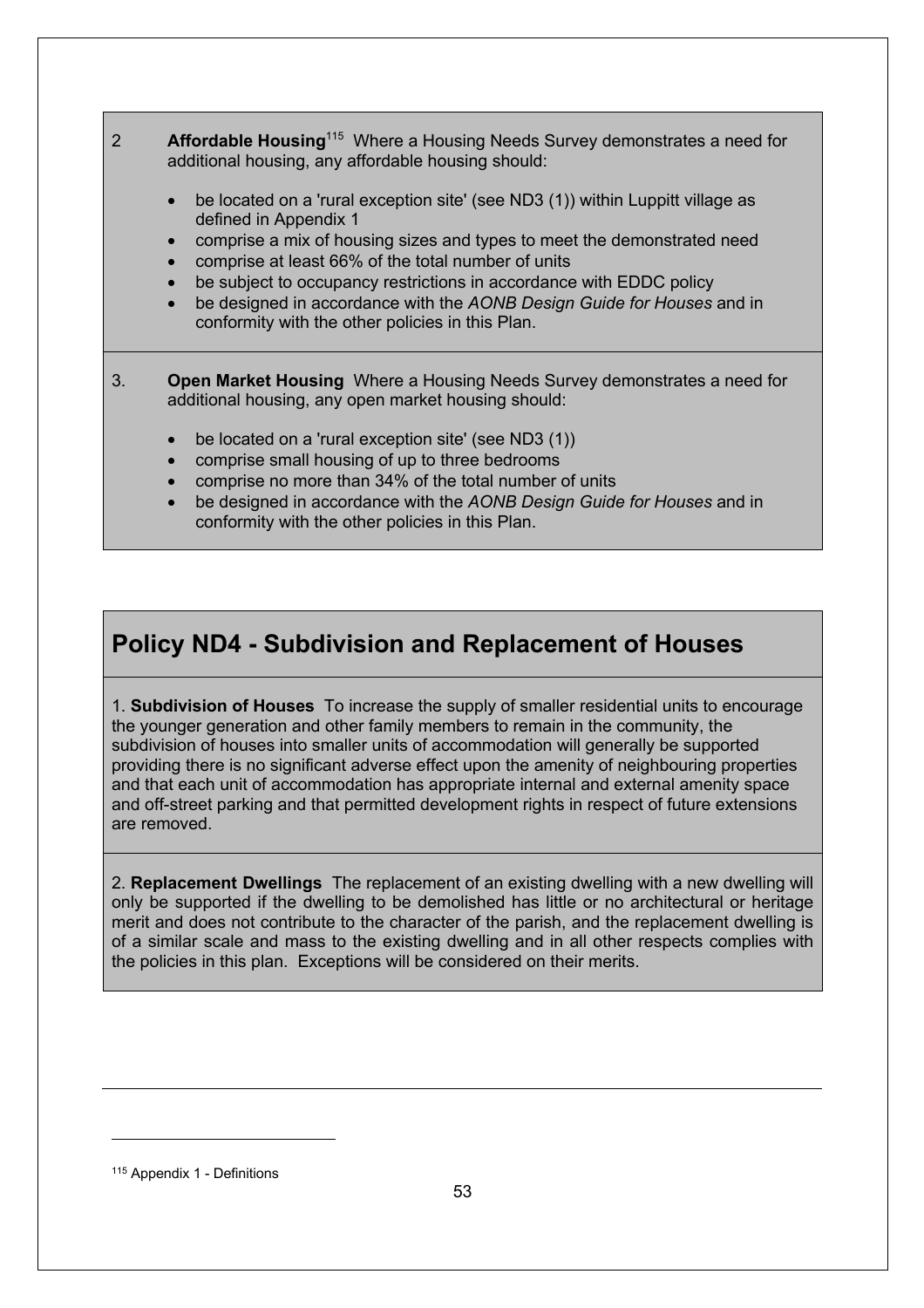2 **Affordable Housing**[115] Where a Housing Needs Survey demonstrates a need for additional housing, any affordable housing should:

- be located on a 'rural exception site' (see ND3 (1)) within Luppitt village as defined in Appendix 1
- comprise a mix of housing sizes and types to meet the demonstrated need
- comprise at least 66% of the total number of units
- be subject to occupancy restrictions in accordance with EDDC policy
- be designed in accordance with the *AONB Design Guide for Houses* and in conformity with the other policies in this Plan.

3. **Open Market Housing** Where a Housing Needs Survey demonstrates a need for additional housing, any open market housing should:

- be located on a 'rural exception site' (see ND3 (1))
- comprise small housing of up to three bedrooms
- comprise no more than 34% of the total number of units
- be designed in accordance with the *AONB Design Guide for Houses* and in conformity with the other policies in this Plan.

## Policy ND4 - Subdivision and Replacement of Houses

1. **Subdivision of Houses** To increase the supply of smaller residential units to encourage the younger generation and other family members to remain in the community, the subdivision of houses into smaller units of accommodation will generally be supported providing there is no significant adverse effect upon the amenity of neighbouring properties and that each unit of accommodation has appropriate internal and external amenity space and off-street parking and that permitted development rights in respect of future extensions are removed.

2. **Replacement Dwellings** The replacement of an existing dwelling with a new dwelling will only be supported if the dwelling to be demolished has little or no architectural or heritage merit and does not contribute to the character of the parish, and the replacement dwelling is of a similar scale and mass to the existing dwelling and in all other respects complies with the policies in this plan. Exceptions will be considered on their merits.

[115] Appendix 1 - Definitions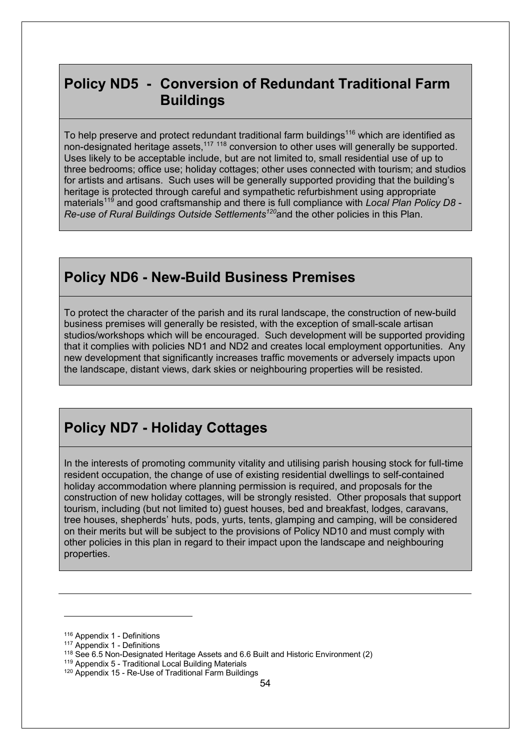## Policy ND5 - Conversion of Redundant Traditional Farm Buildings

To help preserve and protect redundant traditional farm buildings[116] which are identified as non-designated heritage assets,[117] [118] conversion to other uses will generally be supported. Uses likely to be acceptable include, but are not limited to, small residential use of up to three bedrooms; office use; holiday cottages; other uses connected with tourism; and studios for artists and artisans. Such uses will be generally supported providing that the building's heritage is protected through careful and sympathetic refurbishment using appropriate materials[119] and good craftsmanship and there is full compliance with *Local Plan Policy D8 - Re-use of Rural Buildings Outside Settlements*[120] and the other policies in this Plan.

## Policy ND6 - New-Build Business Premises

To protect the character of the parish and its rural landscape, the construction of new-build business premises will generally be resisted, with the exception of small-scale artisan studios/workshops which will be encouraged. Such development will be supported providing that it complies with policies ND1 and ND2 and creates local employment opportunities. Any new development that significantly increases traffic movements or adversely impacts upon the landscape, distant views, dark skies or neighbouring properties will be resisted.

## Policy ND7 - Holiday Cottages

In the interests of promoting community vitality and utilising parish housing stock for full-time resident occupation, the change of use of existing residential dwellings to self-contained holiday accommodation where planning permission is required, and proposals for the construction of new holiday cottages, will be strongly resisted. Other proposals that support tourism, including (but not limited to) guest houses, bed and breakfast, lodges, caravans, tree houses, shepherds' huts, pods, yurts, tents, glamping and camping, will be considered on their merits but will be subject to the provisions of Policy ND10 and must comply with other policies in this plan in regard to their impact upon the landscape and neighbouring properties.

---

[116] Appendix 1 - Definitions

[117] Appendix 1 - Definitions

[118] See 6.5 Non-Designated Heritage Assets and 6.6 Built and Historic Environment (2)

[119] Appendix 5 - Traditional Local Building Materials

[120] Appendix 15 - Re-Use of Traditional Farm Buildings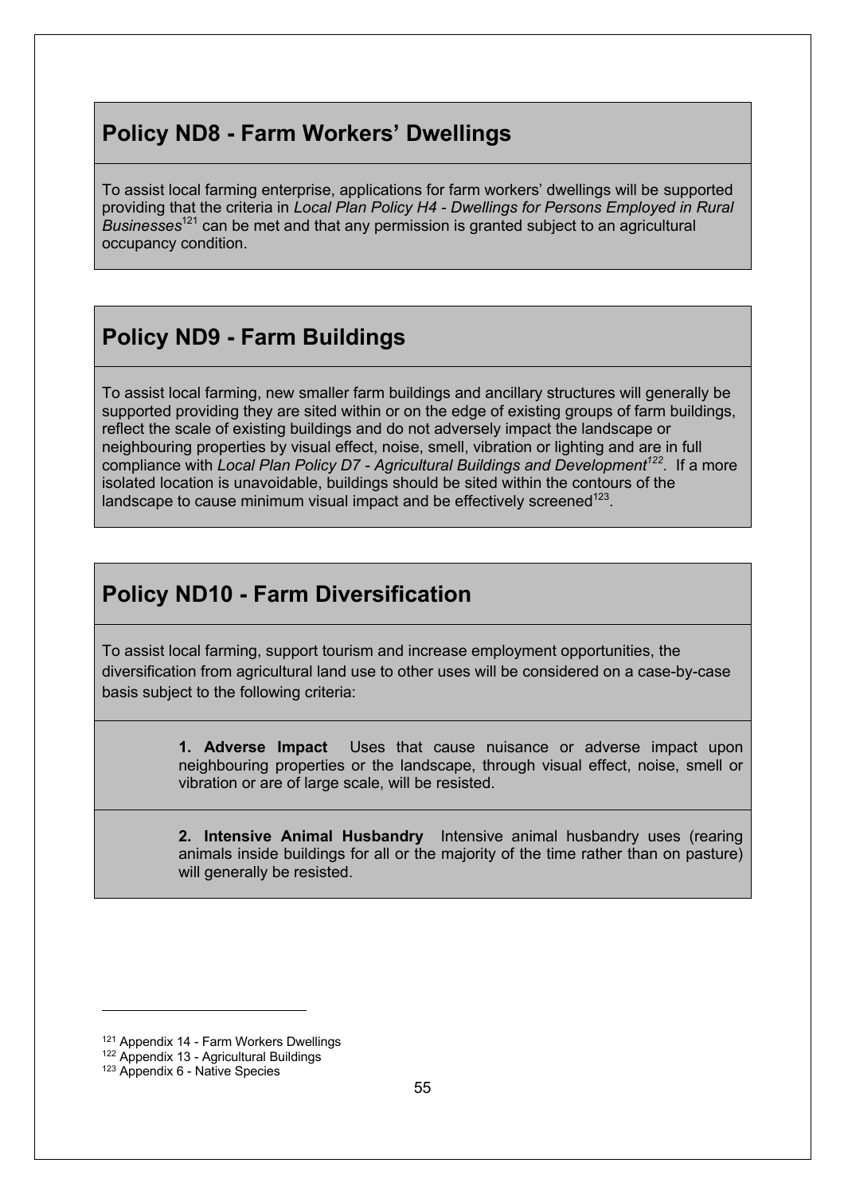## Policy ND8 - Farm Workers' Dwellings

To assist local farming enterprise, applications for farm workers' dwellings will be supported providing that the criteria in *Local Plan Policy H4 - Dwellings for Persons Employed in Rural Businesses*[121] can be met and that any permission is granted subject to an agricultural occupancy condition.

## Policy ND9 - Farm Buildings

To assist local farming, new smaller farm buildings and ancillary structures will generally be supported providing they are sited within or on the edge of existing groups of farm buildings, reflect the scale of existing buildings and do not adversely impact the landscape or neighbouring properties by visual effect, noise, smell, vibration or lighting and are in full compliance with *Local Plan Policy D7 - Agricultural Buildings and Development*[122]. If a more isolated location is unavoidable, buildings should be sited within the contours of the landscape to cause minimum visual impact and be effectively screened[123].

## Policy ND10 - Farm Diversification

To assist local farming, support tourism and increase employment opportunities, the diversification from agricultural land use to other uses will be considered on a case-by-case basis subject to the following criteria:

**1. Adverse Impact** Uses that cause nuisance or adverse impact upon neighbouring properties or the landscape, through visual effect, noise, smell or vibration or are of large scale, will be resisted.

**2. Intensive Animal Husbandry** Intensive animal husbandry uses (rearing animals inside buildings for all or the majority of the time rather than on pasture) will generally be resisted.

---

[121] Appendix 14 - Farm Workers Dwellings
[122] Appendix 13 - Agricultural Buildings
[123] Appendix 6 - Native Species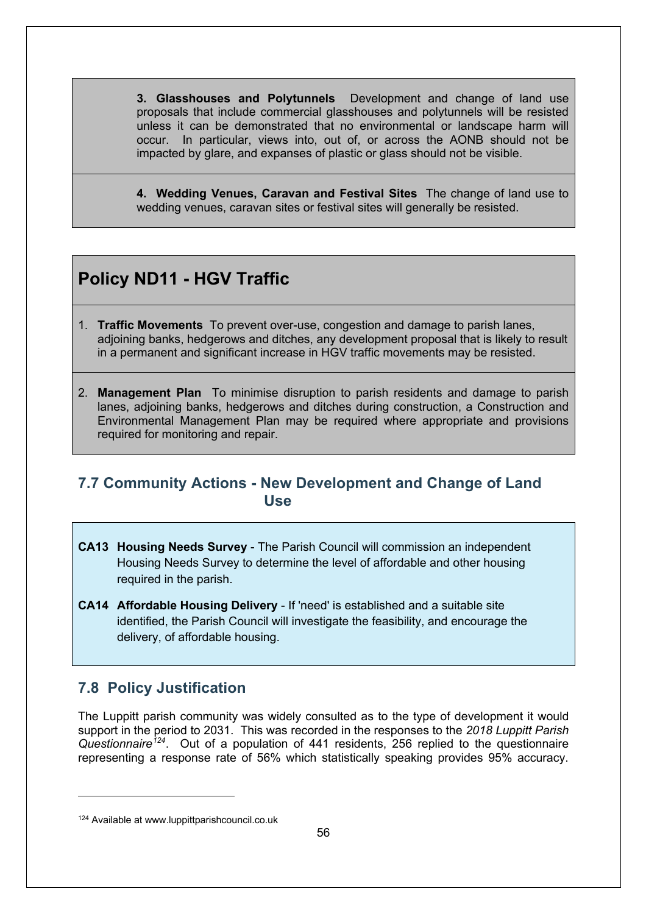**3. Glasshouses and Polytunnels** Development and change of land use proposals that include commercial glasshouses and polytunnels will be resisted unless it can be demonstrated that no environmental or landscape harm will occur. In particular, views into, out of, or across the AONB should not be impacted by glare, and expanses of plastic or glass should not be visible.

**4. Wedding Venues, Caravan and Festival Sites** The change of land use to wedding venues, caravan sites or festival sites will generally be resisted.

## Policy ND11 - HGV Traffic

1. **Traffic Movements** To prevent over-use, congestion and damage to parish lanes, adjoining banks, hedgerows and ditches, any development proposal that is likely to result in a permanent and significant increase in HGV traffic movements may be resisted.

2. **Management Plan** To minimise disruption to parish residents and damage to parish lanes, adjoining banks, hedgerows and ditches during construction, a Construction and Environmental Management Plan may be required where appropriate and provisions required for monitoring and repair.

## 7.7 Community Actions - New Development and Change of Land Use

**CA13 Housing Needs Survey** - The Parish Council will commission an independent Housing Needs Survey to determine the level of affordable and other housing required in the parish.

**CA14 Affordable Housing Delivery** - If 'need' is established and a suitable site identified, the Parish Council will investigate the feasibility, and encourage the delivery, of affordable housing.

## 7.8 Policy Justification

The Luppitt parish community was widely consulted as to the type of development it would support in the period to 2031. This was recorded in the responses to the *2018 Luppitt Parish Questionnaire*[124]. Out of a population of 441 residents, 256 replied to the questionnaire representing a response rate of 56% which statistically speaking provides 95% accuracy.

[124] Available at www.luppittparishcouncil.co.uk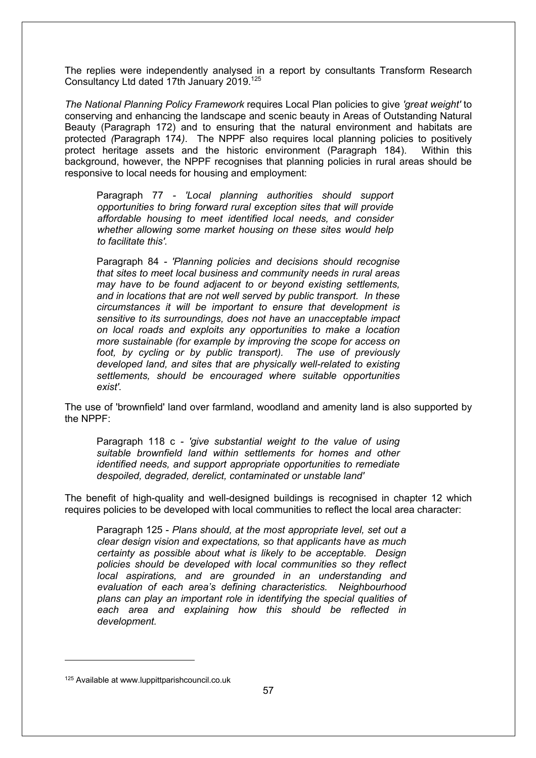The replies were independently analysed in a report by consultants Transform Research Consultancy Ltd dated 17th January 2019.[125]

*The National Planning Policy Framework* requires Local Plan policies to give *'great weight'* to conserving and enhancing the landscape and scenic beauty in Areas of Outstanding Natural Beauty (Paragraph 172) and to ensuring that the natural environment and habitats are protected *(*Paragraph 174*)*. The NPPF also requires local planning policies to positively protect heritage assets and the historic environment (Paragraph 184). Within this background, however, the NPPF recognises that planning policies in rural areas should be responsive to local needs for housing and employment:

> Paragraph 77 - *'Local planning authorities should support opportunities to bring forward rural exception sites that will provide affordable housing to meet identified local needs, and consider whether allowing some market housing on these sites would help to facilitate this'.*
>
> Paragraph 84 - *'Planning policies and decisions should recognise that sites to meet local business and community needs in rural areas may have to be found adjacent to or beyond existing settlements, and in locations that are not well served by public transport. In these circumstances it will be important to ensure that development is sensitive to its surroundings, does not have an unacceptable impact on local roads and exploits any opportunities to make a location more sustainable (for example by improving the scope for access on foot, by cycling or by public transport). The use of previously developed land, and sites that are physically well-related to existing settlements, should be encouraged where suitable opportunities exist'.*

The use of 'brownfield' land over farmland, woodland and amenity land is also supported by the NPPF:

> Paragraph 118 c - *'give substantial weight to the value of using suitable brownfield land within settlements for homes and other identified needs, and support appropriate opportunities to remediate despoiled, degraded, derelict, contaminated or unstable land'*

The benefit of high-quality and well-designed buildings is recognised in chapter 12 which requires policies to be developed with local communities to reflect the local area character:

> Paragraph 125 - *Plans should, at the most appropriate level, set out a clear design vision and expectations, so that applicants have as much certainty as possible about what is likely to be acceptable. Design policies should be developed with local communities so they reflect local aspirations, and are grounded in an understanding and evaluation of each area's defining characteristics. Neighbourhood plans can play an important role in identifying the special qualities of each area and explaining how this should be reflected in development.*

---

[125] Available at www.luppittparishcouncil.co.uk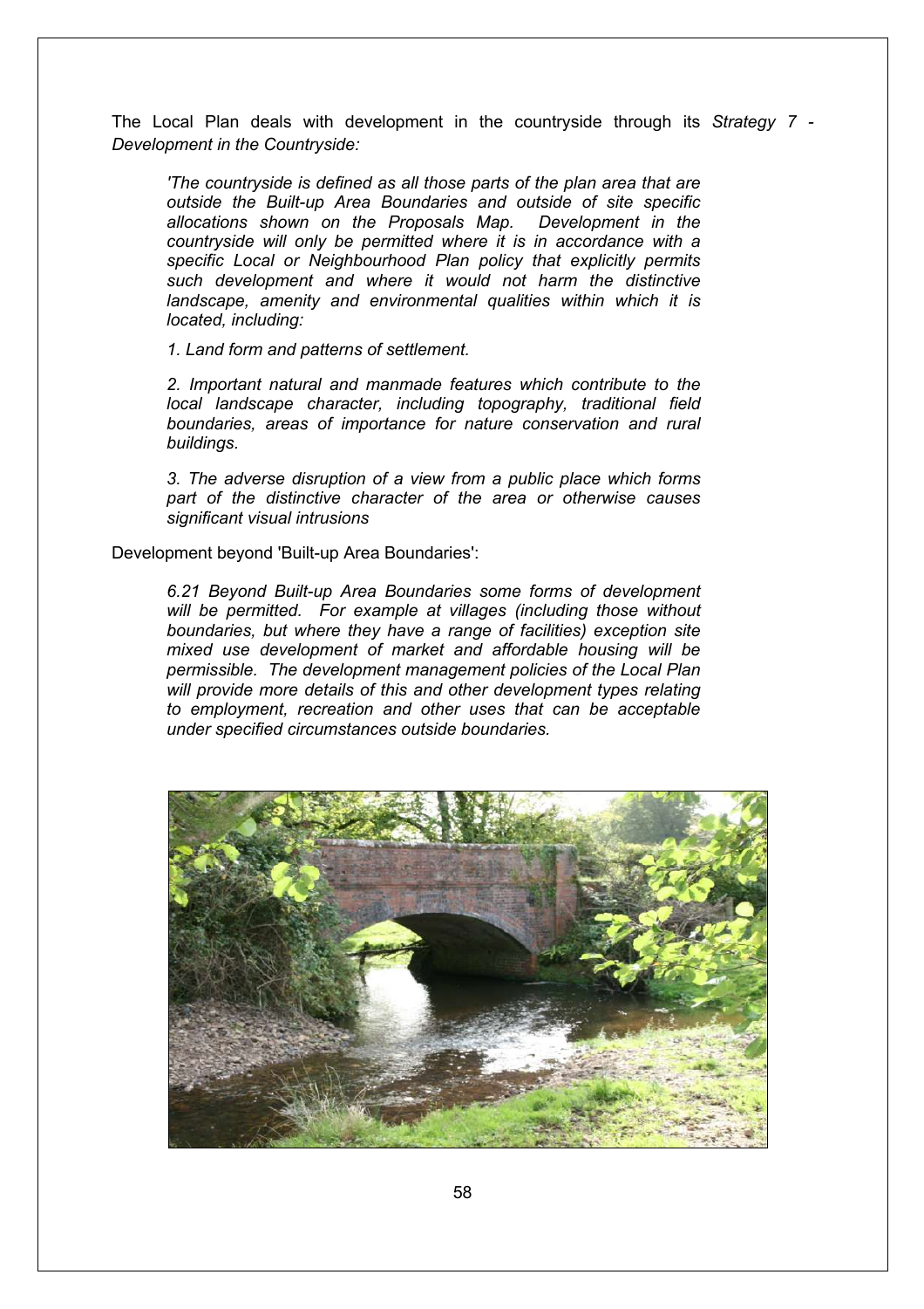The Local Plan deals with development in the countryside through its *Strategy 7 - Development in the Countryside:*

> *'The countryside is defined as all those parts of the plan area that are outside the Built-up Area Boundaries and outside of site specific allocations shown on the Proposals Map. Development in the countryside will only be permitted where it is in accordance with a specific Local or Neighbourhood Plan policy that explicitly permits such development and where it would not harm the distinctive landscape, amenity and environmental qualities within which it is located, including:*
>
> *1. Land form and patterns of settlement.*
>
> *2. Important natural and manmade features which contribute to the local landscape character, including topography, traditional field boundaries, areas of importance for nature conservation and rural buildings.*
>
> *3. The adverse disruption of a view from a public place which forms part of the distinctive character of the area or otherwise causes significant visual intrusions*

Development beyond 'Built-up Area Boundaries':

> *6.21 Beyond Built-up Area Boundaries some forms of development will be permitted. For example at villages (including those without boundaries, but where they have a range of facilities) exception site mixed use development of market and affordable housing will be permissible. The development management policies of the Local Plan will provide more details of this and other development types relating to employment, recreation and other uses that can be acceptable under specified circumstances outside boundaries.*